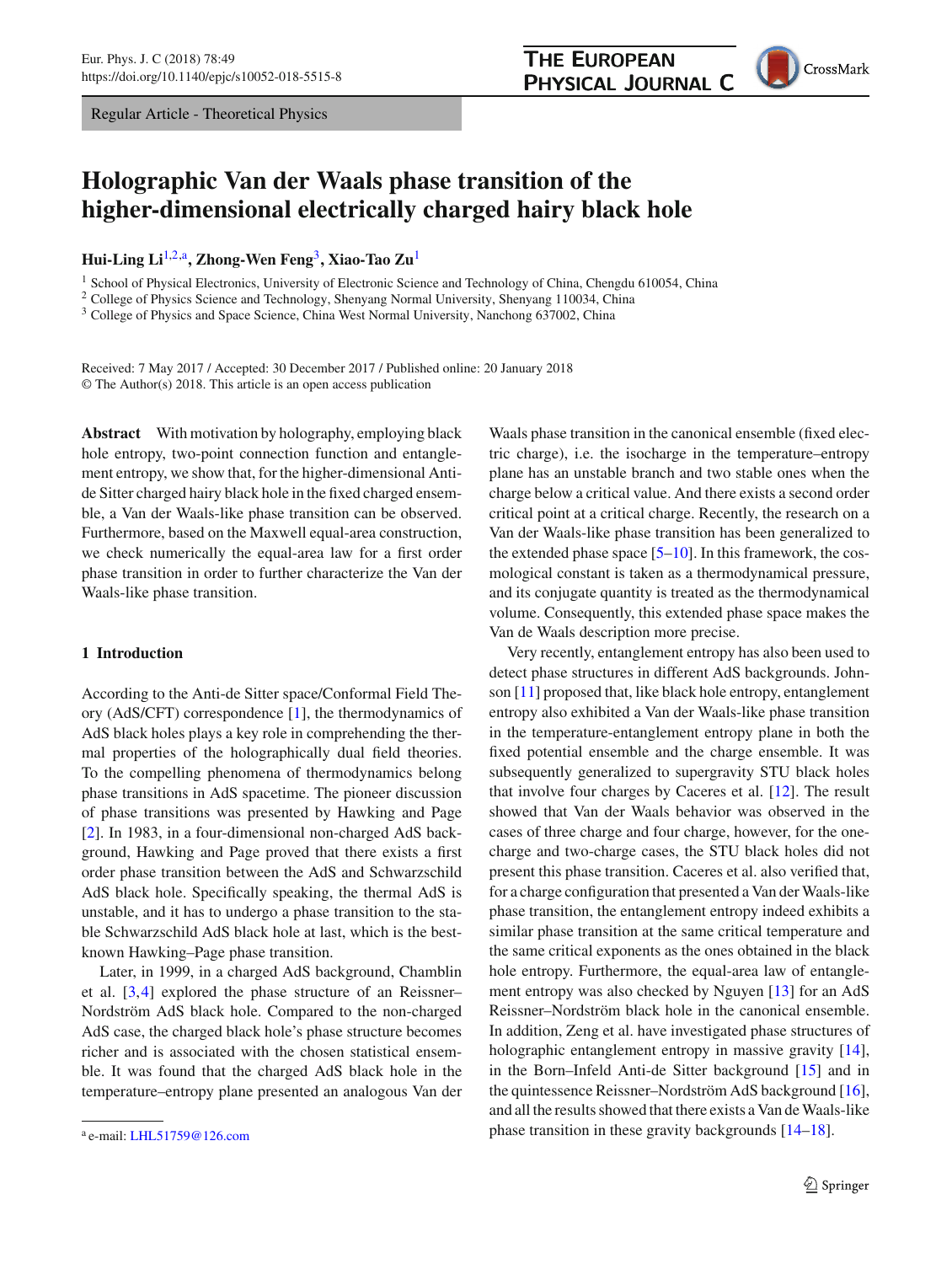Regular Article - Theoretical Physics

# Holographic Van der Waals phase transition of the higher-dimensional electrically charged hairy black hole

**Hui-Ling Li**[1,2,a], **Zhong-Wen Feng**[3], **Xiao-Tao Zu**[1]

[1] School of Physical Electronics, University of Electronic Science and Technology of China, Chengdu 610054, China
[2] College of Physics Science and Technology, Shenyang Normal University, Shenyang 110034, China
[3] College of Physics and Space Science, China West Normal University, Nanchong 637002, China

Received: 7 May 2017 / Accepted: 30 December 2017 / Published online: 20 January 2018
© The Author(s) 2018. This article is an open access publication

**Abstract** With motivation by holography, employing black hole entropy, two-point connection function and entanglement entropy, we show that, for the higher-dimensional Anti-de Sitter charged hairy black hole in the fixed charged ensemble, a Van der Waals-like phase transition can be observed. Furthermore, based on the Maxwell equal-area construction, we check numerically the equal-area law for a first order phase transition in order to further characterize the Van der Waals-like phase transition.

## 1 Introduction

According to the Anti-de Sitter space/Conformal Field Theory (AdS/CFT) correspondence [1], the thermodynamics of AdS black holes plays a key role in comprehending the thermal properties of the holographically dual field theories. To the compelling phenomena of thermodynamics belong phase transitions in AdS spacetime. The pioneer discussion of phase transitions was presented by Hawking and Page [2]. In 1983, in a four-dimensional non-charged AdS background, Hawking and Page proved that there exists a first order phase transition between the AdS and Schwarzschild AdS black hole. Specifically speaking, the thermal AdS is unstable, and it has to undergo a phase transition to the stable Schwarzschild AdS black hole at last, which is the best-known Hawking–Page phase transition.

Later, in 1999, in a charged AdS background, Chamblin et al. [3,4] explored the phase structure of an Reissner–Nordström AdS black hole. Compared to the non-charged AdS case, the charged black hole's phase structure becomes richer and is associated with the chosen statistical ensemble. It was found that the charged AdS black hole in the temperature–entropy plane presented an analogous Van der Waals phase transition in the canonical ensemble (fixed electric charge), i.e. the isocharge in the temperature–entropy plane has an unstable branch and two stable ones when the charge below a critical value. And there exists a second order critical point at a critical charge. Recently, the research on a Van der Waals-like phase transition has been generalized to the extended phase space [5–10]. In this framework, the cosmological constant is taken as a thermodynamical pressure, and its conjugate quantity is treated as the thermodynamical volume. Consequently, this extended phase space makes the Van de Waals description more precise.

Very recently, entanglement entropy has also been used to detect phase structures in different AdS backgrounds. Johnson [11] proposed that, like black hole entropy, entanglement entropy also exhibited a Van der Waals-like phase transition in the temperature-entanglement entropy plane in both the fixed potential ensemble and the charge ensemble. It was subsequently generalized to supergravity STU black holes that involve four charges by Caceres et al. [12]. The result showed that Van der Waals behavior was observed in the cases of three charge and four charge, however, for the one-charge and two-charge cases, the STU black holes did not present this phase transition. Caceres et al. also verified that, for a charge configuration that presented a Van der Waals-like phase transition, the entanglement entropy indeed exhibits a similar phase transition at the same critical temperature and the same critical exponents as the ones obtained in the black hole entropy. Furthermore, the equal-area law of entanglement entropy was also checked by Nguyen [13] for an AdS Reissner–Nordström black hole in the canonical ensemble. In addition, Zeng et al. have investigated phase structures of holographic entanglement entropy in massive gravity [14], in the Born–Infeld Anti-de Sitter background [15] and in the quintessence Reissner–Nordström AdS background [16], and all the results showed that there exists a Van de Waals-like phase transition in these gravity backgrounds [14–18].

[a] e-mail: LHL51759@126.com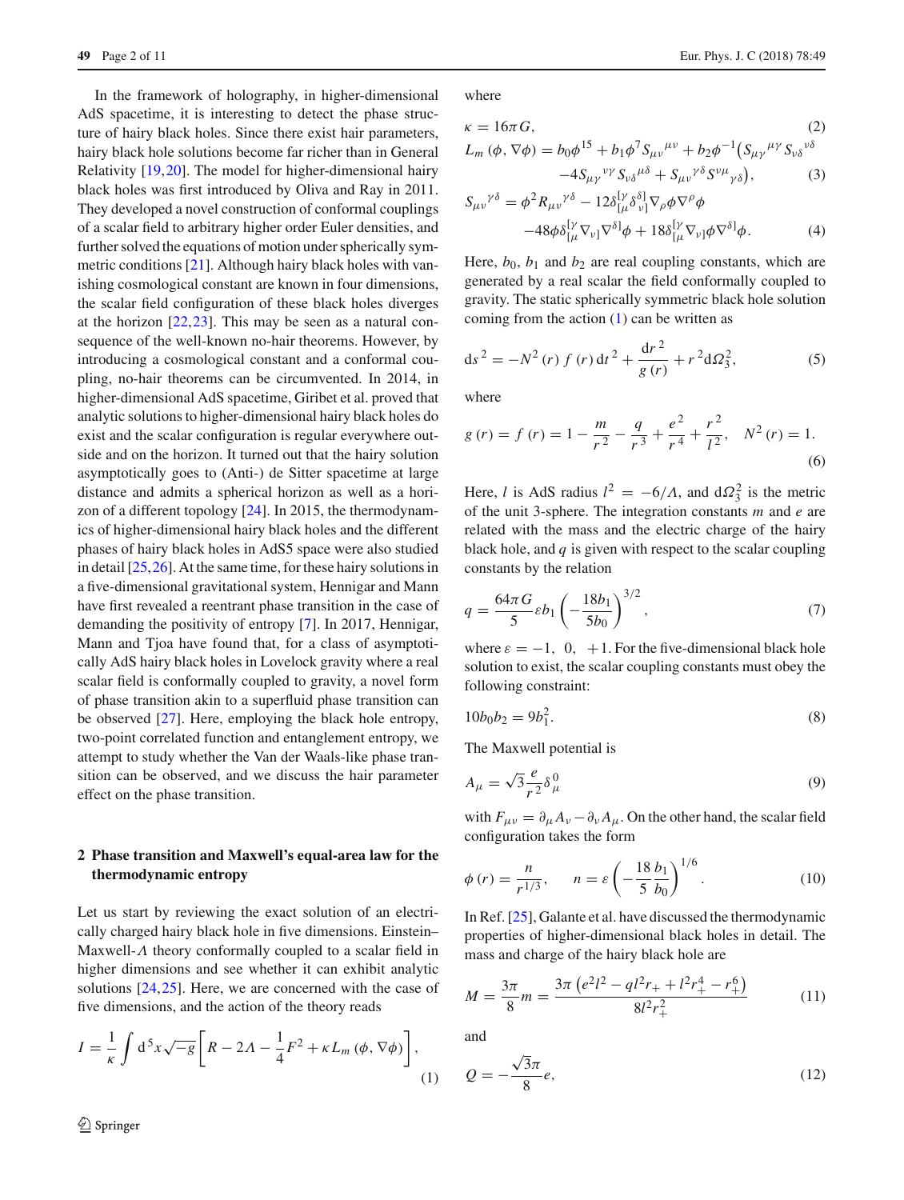In the framework of holography, in higher-dimensional AdS spacetime, it is interesting to detect the phase structure of hairy black holes. Since there exist hair parameters, hairy black hole solutions become far richer than in General Relativity [19,20]. The model for higher-dimensional hairy black holes was first introduced by Oliva and Ray in 2011. They developed a novel construction of conformal couplings of a scalar field to arbitrary higher order Euler densities, and further solved the equations of motion under spherically symmetric conditions [21]. Although hairy black holes with vanishing cosmological constant are known in four dimensions, the scalar field configuration of these black holes diverges at the horizon [22,23]. This may be seen as a natural consequence of the well-known no-hair theorems. However, by introducing a cosmological constant and a conformal coupling, no-hair theorems can be circumvented. In 2014, in higher-dimensional AdS spacetime, Giribet et al. proved that analytic solutions to higher-dimensional hairy black holes do exist and the scalar configuration is regular everywhere outside and on the horizon. It turned out that the hairy solution asymptotically goes to (Anti-) de Sitter spacetime at large distance and admits a spherical horizon as well as a horizon of a different topology [24]. In 2015, the thermodynamics of higher-dimensional hairy black holes and the different phases of hairy black holes in AdS5 space were also studied in detail [25,26]. At the same time, for these hairy solutions in a five-dimensional gravitational system, Hennigar and Mann have first revealed a reentrant phase transition in the case of demanding the positivity of entropy [7]. In 2017, Hennigar, Mann and Tjoa have found that, for a class of asymptotically AdS hairy black holes in Lovelock gravity where a real scalar field is conformally coupled to gravity, a novel form of phase transition akin to a superfluid phase transition can be observed [27]. Here, employing the black hole entropy, two-point correlated function and entanglement entropy, we attempt to study whether the Van der Waals-like phase transition can be observed, and we discuss the hair parameter effect on the phase transition.

## 2 Phase transition and Maxwell's equal-area law for the thermodynamic entropy

Let us start by reviewing the exact solution of an electrically charged hairy black hole in five dimensions. Einstein–Maxwell-$\Lambda$ theory conformally coupled to a scalar field in higher dimensions and see whether it can exhibit analytic solutions [24,25]. Here, we are concerned with the case of five dimensions, and the action of the theory reads

$$I = \frac{1}{\kappa}\int d^5x\sqrt{-g}\left[R - 2\Lambda - \frac{1}{4}F^2 + \kappa L_m(\phi, \nabla\phi)\right], \tag{1}$$

where

$$\kappa = 16\pi G, \tag{2}$$

$$L_m(\phi, \nabla\phi) = b_0\phi^{15} + b_1\phi^7 S_{\mu\nu}{}^{\mu\nu} + b_2\phi^{-1}\big(S_{\mu\gamma}{}^{\mu\gamma}S_{\nu\delta}{}^{\nu\delta} - 4S_{\mu\gamma}{}^{\nu\gamma}S_{\nu\delta}{}^{\mu\delta} + S_{\mu\nu}{}^{\gamma\delta}S^{\nu\mu}{}_{\gamma\delta}\big), \tag{3}$$

$$S_{\mu\nu}{}^{\gamma\delta} = \phi^2 R_{\mu\nu}{}^{\gamma\delta} - 12\delta^{[\gamma}_{[\mu}\delta^{\delta]}_{\nu]}\nabla_\rho\phi\nabla^\rho\phi - 48\phi\delta^{[\gamma}_{[\mu}\nabla_{\nu]}\nabla^{\delta]}\phi + 18\delta^{[\gamma}_{[\mu}\nabla_{\nu]}\phi\nabla^{\delta]}\phi. \tag{4}$$

Here, $b_0$, $b_1$ and $b_2$ are real coupling constants, which are generated by a real scalar the field conformally coupled to gravity. The static spherically symmetric black hole solution coming from the action (1) can be written as

$$ds^2 = -N^2(r)f(r)dt^2 + \frac{dr^2}{g(r)} + r^2 d\Omega_3^2, \tag{5}$$

where

$$g(r) = f(r) = 1 - \frac{m}{r^2} - \frac{q}{r^3} + \frac{e^2}{r^4} + \frac{r^2}{l^2}, \quad N^2(r) = 1. \tag{6}$$

Here, $l$ is AdS radius $l^2 = -6/\Lambda$, and $d\Omega_3^2$ is the metric of the unit 3-sphere. The integration constants $m$ and $e$ are related with the mass and the electric charge of the hairy black hole, and $q$ is given with respect to the scalar coupling constants by the relation

$$q = \frac{64\pi G}{5}\varepsilon b_1\left(-\frac{18b_1}{5b_0}\right)^{3/2}, \tag{7}$$

where $\varepsilon = -1,\ 0,\ +1$. For the five-dimensional black hole solution to exist, the scalar coupling constants must obey the following constraint:

$$10b_0b_2 = 9b_1^2. \tag{8}$$

The Maxwell potential is

$$A_\mu = \sqrt{3}\frac{e}{r^2}\delta^0_\mu \tag{9}$$

with $F_{\mu\nu} = \partial_\mu A_\nu - \partial_\nu A_\mu$. On the other hand, the scalar field configuration takes the form

$$\phi(r) = \frac{n}{r^{1/3}}, \qquad n = \varepsilon\left(-\frac{18}{5}\frac{b_1}{b_0}\right)^{1/6}. \tag{10}$$

In Ref. [25], Galante et al. have discussed the thermodynamic properties of higher-dimensional black holes in detail. The mass and charge of the hairy black hole are

$$M = \frac{3\pi}{8}m = \frac{3\pi\left(e^2l^2 - ql^2r_+ + l^2r_+^4 - r_+^6\right)}{8l^2r_+^2} \tag{11}$$

and

$$Q = -\frac{\sqrt{3}\pi}{8}e, \tag{12}$$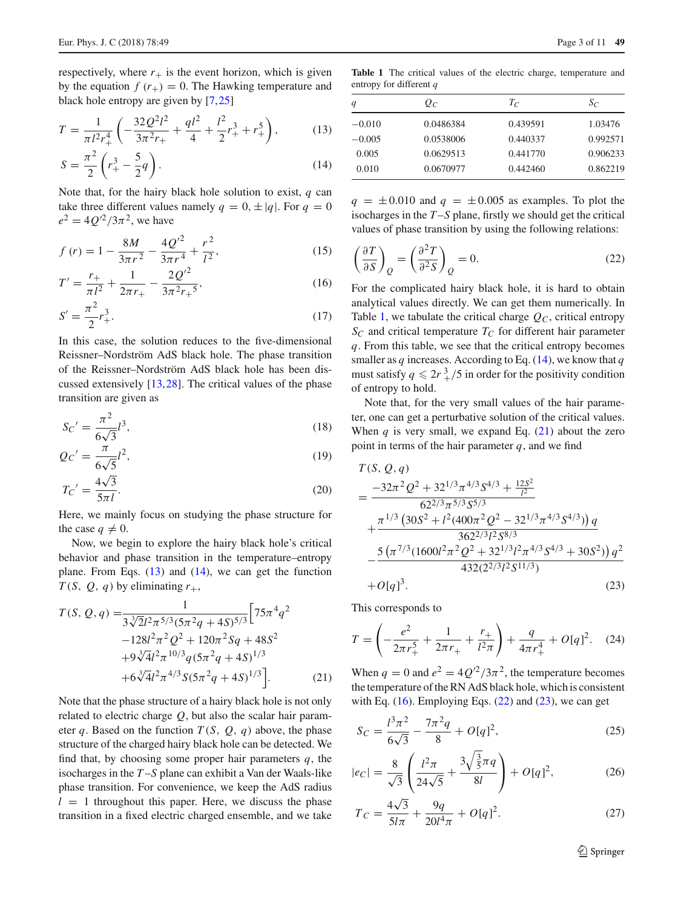respectively, where $r_+$ is the event horizon, which is given by the equation $f(r_+) = 0$. The Hawking temperature and black hole entropy are given by [7,25]

$$T = \frac{1}{\pi l^2 r_+^4}\left(-\frac{32Q^2 l^2}{3\pi^2 r_+} + \frac{ql^2}{4} + \frac{l^2}{2}r_+^3 + r_+^5\right), \tag{13}$$

$$S = \frac{\pi^2}{2}\left(r_+^3 - \frac{5}{2}q\right). \tag{14}$$

Note that, for the hairy black hole solution to exist, $q$ can take three different values namely $q = 0, \pm|q|$. For $q = 0$ $e^2 = 4Q'^2/3\pi^2$, we have

$$f(r) = 1 - \frac{8M}{3\pi r^2} - \frac{4Q'^2}{3\pi r^4} + \frac{r^2}{l^2}, \tag{15}$$

$$T' = \frac{r_+}{\pi l^2} + \frac{1}{2\pi r_+} - \frac{2Q'^2}{3\pi^2 r_+{}^5}, \tag{16}$$

$$S' = \frac{\pi^2}{2}r_+^3. \tag{17}$$

In this case, the solution reduces to the five-dimensional Reissner–Nordström AdS black hole. The phase transition of the Reissner–Nordström AdS black hole has been discussed extensively [13,28]. The critical values of the phase transition are given as

$$S_C{}' = \frac{\pi^2}{6\sqrt{3}}l^3, \tag{18}$$

$$Q_C{}' = \frac{\pi}{6\sqrt{5}}l^2, \tag{19}$$

$$T_C{}' = \frac{4\sqrt{3}}{5\pi l}. \tag{20}$$

Here, we mainly focus on studying the phase structure for the case $q \neq 0$.

Now, we begin to explore the hairy black hole's critical behavior and phase transition in the temperature–entropy plane. From Eqs. (13) and (14), we can get the function $T(S, Q, q)$ by eliminating $r_+$,

$$\begin{aligned} T(S, Q, q) =& \frac{1}{3\sqrt[3]{2}l^2\pi^{5/3}(5\pi^2 q + 4S)^{5/3}}\Big[75\pi^4 q^2 \\ &- 128 l^2\pi^2 Q^2 + 120\pi^2 Sq + 48S^2 \\ &+ 9\sqrt[3]{4}l^2\pi^{10/3}q(5\pi^2 q + 4S)^{1/3} \\ &+ 6\sqrt[3]{4}l^2\pi^{4/3}S(5\pi^2 q + 4S)^{1/3}\Big]. \end{aligned} \tag{21}$$

Note that the phase structure of a hairy black hole is not only related to electric charge $Q$, but also the scalar hair parameter $q$. Based on the function $T(S, Q, q)$ above, the phase structure of the charged hairy black hole can be detected. We find that, by choosing some proper hair parameters $q$, the isocharges in the $T$–$S$ plane can exhibit a Van der Waals-like phase transition. For convenience, we keep the AdS radius $l = 1$ throughout this paper. Here, we discuss the phase transition in a fixed electric charged ensemble, and we take $q = \pm 0.010$ and $q = \pm 0.005$ as examples. To plot the isocharges in the $T$–$S$ plane, firstly we should get the critical values of phase transition by using the following relations:

**Table 1** The critical values of the electric charge, temperature and entropy for different $q$

| $q$ | $Q_C$ | $T_C$ | $S_C$ |
|---|---|---|---|
| −0.010 | 0.0486384 | 0.439591 | 1.03476 |
| −0.005 | 0.0538006 | 0.440337 | 0.992571 |
| 0.005 | 0.0629513 | 0.441770 | 0.906233 |
| 0.010 | 0.0670977 | 0.442460 | 0.862219 |

$$\left(\frac{\partial T}{\partial S}\right)_Q = \left(\frac{\partial^2 T}{\partial^2 S}\right)_Q = 0. \tag{22}$$

For the complicated hairy black hole, it is hard to obtain analytical values directly. We can get them numerically. In Table 1, we tabulate the critical charge $Q_C$, critical entropy $S_C$ and critical temperature $T_C$ for different hair parameter $q$. From this table, we see that the critical entropy becomes smaller as $q$ increases. According to Eq. (14), we know that $q$ must satisfy $q \leqslant 2r_+^3/5$ in order for the positivity condition of entropy to hold.

Note that, for the very small values of the hair parameter, one can get a perturbative solution of the critical values. When $q$ is very small, we expand Eq. (21) about the zero point in terms of the hair parameter $q$, and we find

$$\begin{aligned} &T(S, Q, q) \\ &= \frac{-32\pi^2 Q^2 + 32^{1/3}\pi^{4/3}S^{4/3} + \frac{12S^2}{l^2}}{62^{2/3}\pi^{5/3}S^{5/3}} \\ &+ \frac{\pi^{1/3}\left(30S^2 + l^2(400\pi^2 Q^2 - 32^{1/3}\pi^{4/3}S^{4/3})\right)q}{362^{2/3}l^2 S^{8/3}} \\ &- \frac{5\left(\pi^{7/3}(1600 l^2\pi^2 Q^2 + 32^{1/3}l^2\pi^{4/3}S^{4/3} + 30S^2)\right)q^2}{432(2^{2/3}l^2 S^{11/3})} \\ &+ O[q]^3. \end{aligned} \tag{23}$$

This corresponds to

$$T = \left(-\frac{e^2}{2\pi r_+^5} + \frac{1}{2\pi r_+} + \frac{r_+}{l^2\pi}\right) + \frac{q}{4\pi r_+^4} + O[q]^2. \tag{24}$$

When $q = 0$ and $e^2 = 4Q'^2/3\pi^2$, the temperature becomes the temperature of the RN AdS black hole, which is consistent with Eq. (16). Employing Eqs. (22) and (23), we can get

$$S_C = \frac{l^3\pi^2}{6\sqrt{3}} - \frac{7\pi^2 q}{8} + O[q]^2, \tag{25}$$

$$|e_C| = \frac{8}{\sqrt{3}}\left(\frac{l^2\pi}{24\sqrt{5}} + \frac{3\sqrt{\frac{3}{5}}\pi q}{8l}\right) + O[q]^2, \tag{26}$$

$$T_C = \frac{4\sqrt{3}}{5l\pi} + \frac{9q}{20l^4\pi} + O[q]^2. \tag{27}$$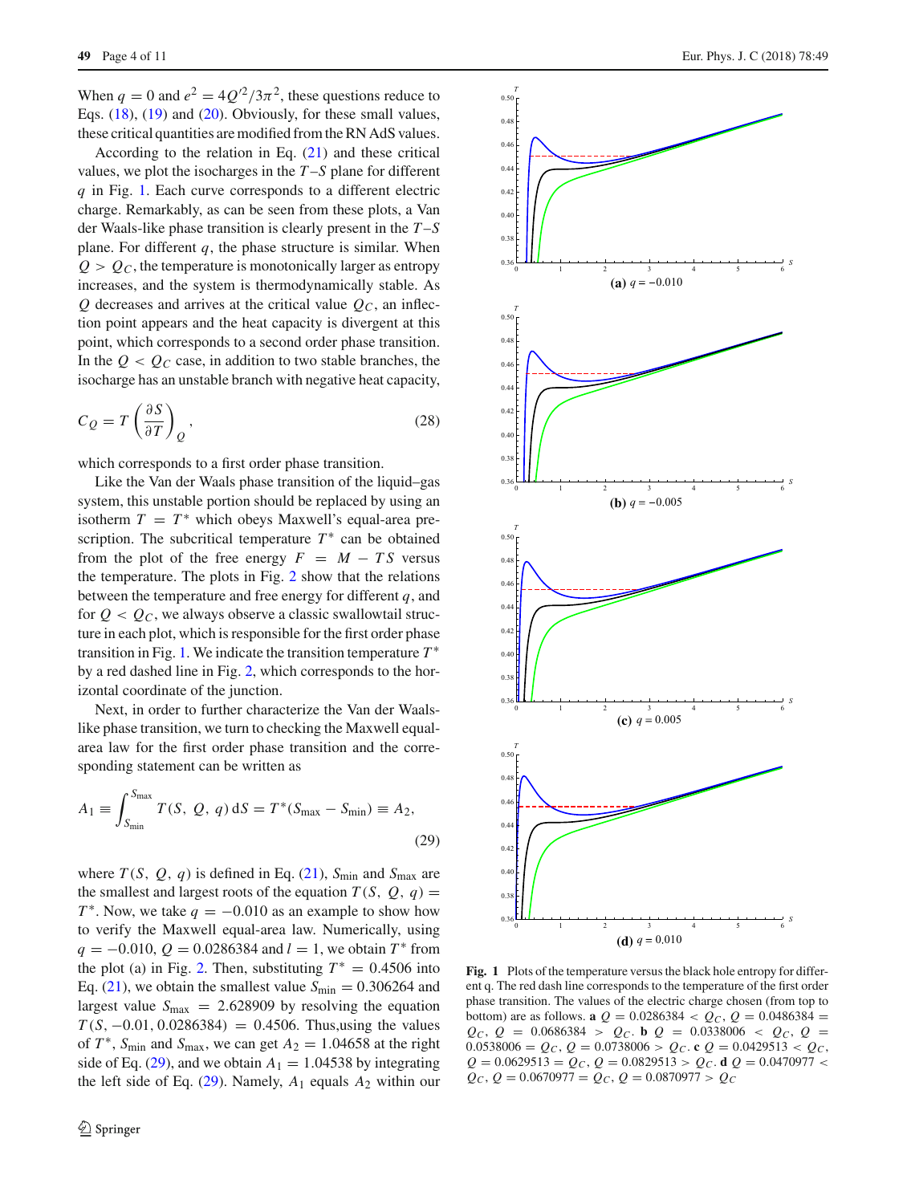When $q = 0$ and $e^2 = 4Q'^2/3\pi^2$, these questions reduce to Eqs. (18), (19) and (20). Obviously, for these small values, these critical quantities are modified from the RN AdS values.

According to the relation in Eq. (21) and these critical values, we plot the isocharges in the $T$–$S$ plane for different $q$ in Fig. 1. Each curve corresponds to a different electric charge. Remarkably, as can be seen from these plots, a Van der Waals-like phase transition is clearly present in the $T$–$S$ plane. For different $q$, the phase structure is similar. When $Q > Q_C$, the temperature is monotonically larger as entropy increases, and the system is thermodynamically stable. As $Q$ decreases and arrives at the critical value $Q_C$, an inflection point appears and the heat capacity is divergent at this point, which corresponds to a second order phase transition. In the $Q < Q_C$ case, in addition to two stable branches, the isocharge has an unstable branch with negative heat capacity,

$$C_Q = T\left(\frac{\partial S}{\partial T}\right)_Q, \tag{28}$$

which corresponds to a first order phase transition.

Like the Van der Waals phase transition of the liquid–gas system, this unstable portion should be replaced by using an isotherm $T = T^*$ which obeys Maxwell's equal-area prescription. The subcritical temperature $T^*$ can be obtained from the plot of the free energy $F = M - TS$ versus the temperature. The plots in Fig. 2 show that the relations between the temperature and free energy for different $q$, and for $Q < Q_C$, we always observe a classic swallowtail structure in each plot, which is responsible for the first order phase transition in Fig. 1. We indicate the transition temperature $T^*$ by a red dashed line in Fig. 2, which corresponds to the horizontal coordinate of the junction.

Next, in order to further characterize the Van der Waals-like phase transition, we turn to checking the Maxwell equal-area law for the first order phase transition and the corresponding statement can be written as

$$A_1 \equiv \int_{S_{\min}}^{S_{\max}} T(S,\ Q,\ q)\,\mathrm{d}S = T^*(S_{\max} - S_{\min}) \equiv A_2, \tag{29}$$

where $T(S,\ Q,\ q)$ is defined in Eq. (21), $S_{\min}$ and $S_{\max}$ are the smallest and largest roots of the equation $T(S,\ Q,\ q) = T^*$. Now, we take $q = -0.010$ as an example to show how to verify the Maxwell equal-area law. Numerically, using $q = -0.010$, $Q = 0.0286384$ and $l = 1$, we obtain $T^*$ from the plot (a) in Fig. 2. Then, substituting $T^* = 0.4506$ into Eq. (21), we obtain the smallest value $S_{\min} = 0.306264$ and largest value $S_{\max} = 2.628909$ by resolving the equation $T(S, -0.01, 0.0286384) = 0.4506$. Thus,using the values of $T^*$, $S_{\min}$ and $S_{\max}$, we can get $A_2 = 1.04658$ at the right side of Eq. (29), and we obtain $A_1 = 1.04538$ by integrating the left side of Eq. (29). Namely, $A_1$ equals $A_2$ within our

**Fig. 1** Plots of the temperature versus the black hole entropy for different q. The red dash line corresponds to the temperature of the first order phase transition. The values of the electric charge chosen (from top to bottom) are as follows. **a** $Q = 0.0286384 < Q_C$, $Q = 0.0486384 = Q_C$, $Q = 0.0686384 > Q_C$. **b** $Q = 0.0338006 < Q_C$, $Q = 0.0538006 = Q_C$, $Q = 0.0738006 > Q_C$. **c** $Q = 0.0429513 < Q_C$, $Q = 0.0629513 = Q_C$, $Q = 0.0829513 > Q_C$. **d** $Q = 0.0470977 < Q_C$, $Q = 0.0670977 = Q_C$, $Q = 0.0870977 > Q_C$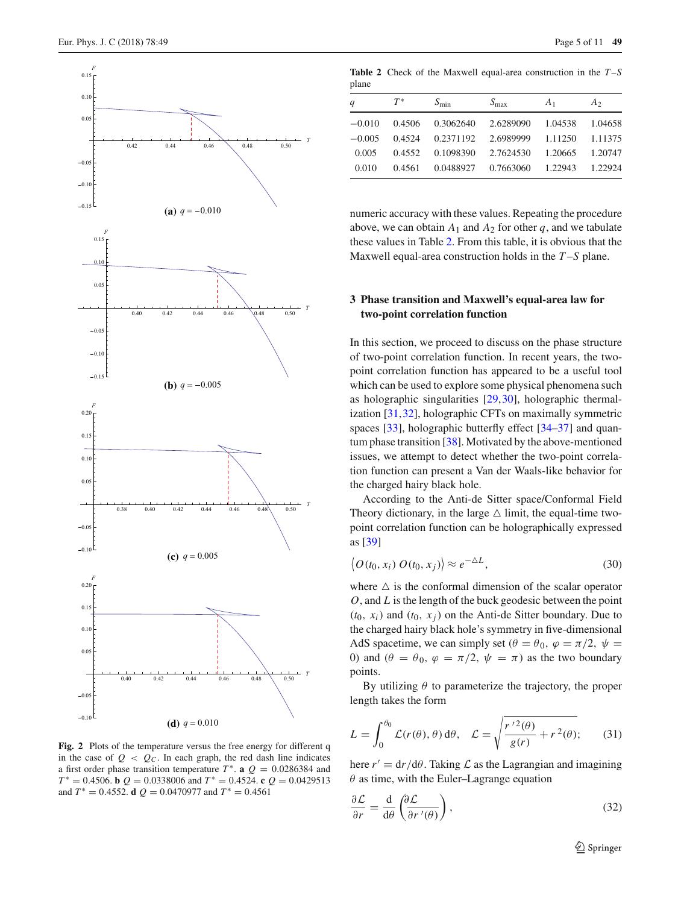**Table 2** Check of the Maxwell equal-area construction in the $T$–$S$ plane

| $q$ | $T^*$ | $S_{\min}$ | $S_{\max}$ | $A_1$ | $A_2$ |
|---|---|---|---|---|---|
| −0.010 | 0.4506 | 0.3062640 | 2.6289090 | 1.04538 | 1.04658 |
| −0.005 | 0.4524 | 0.2371192 | 2.6989999 | 1.11250 | 1.11375 |
| 0.005 | 0.4552 | 0.1098390 | 2.7624530 | 1.20665 | 1.20747 |
| 0.010 | 0.4561 | 0.0488927 | 0.7663060 | 1.22943 | 1.22924 |

**Fig. 2** Plots of the temperature versus the free energy for different q in the case of $Q < Q_C$. In each graph, the red dash line indicates a first order phase transition temperature $T^*$. **a** $Q = 0.0286384$ and $T^* = 0.4506$. **b** $Q = 0.0338006$ and $T^* = 0.4524$. **c** $Q = 0.0429513$ and $T^* = 0.4552$. **d** $Q = 0.0470977$ and $T^* = 0.4561$

numeric accuracy with these values. Repeating the procedure above, we can obtain $A_1$ and $A_2$ for other $q$, and we tabulate these values in Table 2. From this table, it is obvious that the Maxwell equal-area construction holds in the $T$–$S$ plane.

## 3 Phase transition and Maxwell's equal-area law for two-point correlation function

In this section, we proceed to discuss on the phase structure of two-point correlation function. In recent years, the two-point correlation function has appeared to be a useful tool which can be used to explore some physical phenomena such as holographic singularities [29,30], holographic thermalization [31,32], holographic CFTs on maximally symmetric spaces [33], holographic butterfly effect [34–37] and quantum phase transition [38]. Motivated by the above-mentioned issues, we attempt to detect whether the two-point correlation function can present a Van der Waals-like behavior for the charged hairy black hole.

According to the Anti-de Sitter space/Conformal Field Theory dictionary, in the large $\triangle$ limit, the equal-time two-point correlation function can be holographically expressed as [39]

$$\left\langle O(t_0, x_i)\, O(t_0, x_j)\right\rangle \approx e^{-\triangle L}, \tag{30}$$

where $\triangle$ is the conformal dimension of the scalar operator $O$, and $L$ is the length of the buck geodesic between the point $(t_0, x_i)$ and $(t_0, x_j)$ on the Anti-de Sitter boundary. Due to the charged hairy black hole's symmetry in five-dimensional AdS spacetime, we can simply set $(\theta = \theta_0,\ \varphi = \pi/2,\ \psi = 0)$ and $(\theta = \theta_0,\ \varphi = \pi/2,\ \psi = \pi)$ as the two boundary points.

By utilizing $\theta$ to parameterize the trajectory, the proper length takes the form

$$L = \int_0^{\theta_0} \mathcal{L}(r(\theta), \theta)\, \mathrm{d}\theta, \quad \mathcal{L} = \sqrt{\frac{r'^2(\theta)}{g(r)} + r^2(\theta)}; \tag{31}$$

here $r' \equiv \mathrm{d}r/\mathrm{d}\theta$. Taking $\mathcal{L}$ as the Lagrangian and imagining $\theta$ as time, with the Euler–Lagrange equation

$$\frac{\partial \mathcal{L}}{\partial r} = \frac{\mathrm{d}}{\mathrm{d}\theta}\left(\frac{\partial \mathcal{L}}{\partial r'(\theta)}\right), \tag{32}$$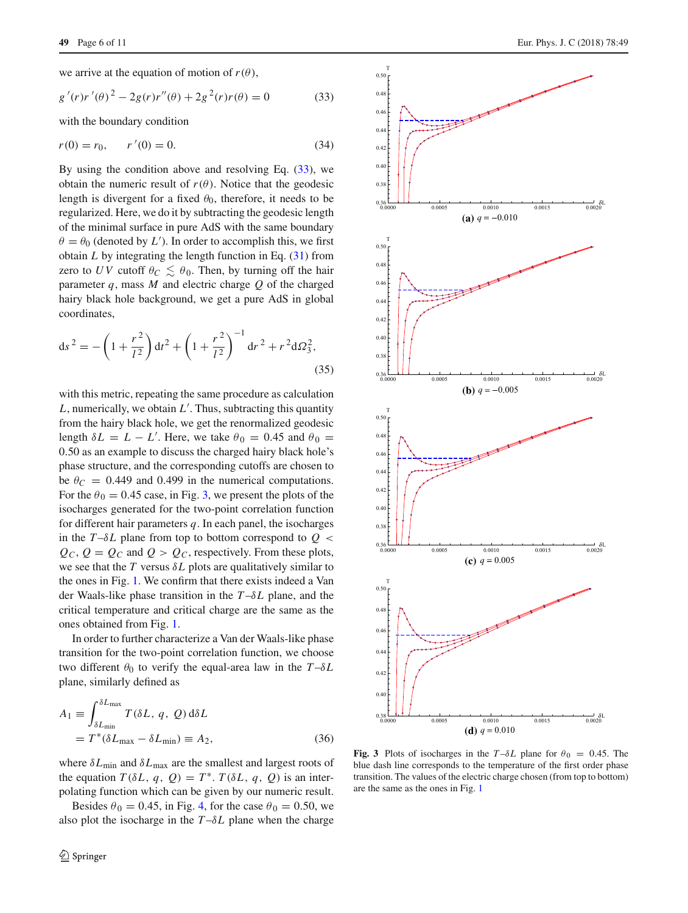we arrive at the equation of motion of $r(\theta)$,

$$g'(r)r'(\theta)^2 - 2g(r)r''(\theta) + 2g^2(r)r(\theta) = 0 \tag{33}$$

with the boundary condition

$$r(0) = r_0, \qquad r'(0) = 0. \tag{34}$$

By using the condition above and resolving Eq. (33), we obtain the numeric result of $r(\theta)$. Notice that the geodesic length is divergent for a fixed $\theta_0$, therefore, it needs to be regularized. Here, we do it by subtracting the geodesic length of the minimal surface in pure AdS with the same boundary $\theta = \theta_0$ (denoted by $L'$). In order to accomplish this, we first obtain $L$ by integrating the length function in Eq. (31) from zero to $UV$ cutoff $\theta_C \lesssim \theta_0$. Then, by turning off the hair parameter $q$, mass $M$ and electric charge $Q$ of the charged hairy black hole background, we get a pure AdS in global coordinates,

$$\mathrm{d}s^2 = -\left(1 + \frac{r^2}{l^2}\right)\mathrm{d}t^2 + \left(1 + \frac{r^2}{l^2}\right)^{-1}\mathrm{d}r^2 + r^2\mathrm{d}\Omega_3^2, \tag{35}$$

with this metric, repeating the same procedure as calculation $L$, numerically, we obtain $L'$. Thus, subtracting this quantity from the hairy black hole, we get the renormalized geodesic length $\delta L = L - L'$. Here, we take $\theta_0 = 0.45$ and $\theta_0 = 0.50$ as an example to discuss the charged hairy black hole's phase structure, and the corresponding cutoffs are chosen to be $\theta_C = 0.449$ and $0.499$ in the numerical computations. For the $\theta_0 = 0.45$ case, in Fig. 3, we present the plots of the isocharges generated for the two-point correlation function for different hair parameters $q$. In each panel, the isocharges in the $T$–$\delta L$ plane from top to bottom correspond to $Q < Q_C$, $Q = Q_C$ and $Q > Q_C$, respectively. From these plots, we see that the $T$ versus $\delta L$ plots are qualitatively similar to the ones in Fig. 1. We confirm that there exists indeed a Van der Waals-like phase transition in the $T$–$\delta L$ plane, and the critical temperature and critical charge are the same as the ones obtained from Fig. 1.

In order to further characterize a Van der Waals-like phase transition for the two-point correlation function, we choose two different $\theta_0$ to verify the equal-area law in the $T$–$\delta L$ plane, similarly defined as

$$A_1 \equiv \int_{\delta L_{\min}}^{\delta L_{\max}} T(\delta L, q, Q)\,\mathrm{d}\delta L = T^*(\delta L_{\max} - \delta L_{\min}) \equiv A_2, \tag{36}$$

where $\delta L_{\min}$ and $\delta L_{\max}$ are the smallest and largest roots of the equation $T(\delta L, q, Q) = T^*$. $T(\delta L, q, Q)$ is an interpolating function which can be given by our numeric result.

Besides $\theta_0 = 0.45$, in Fig. 4, for the case $\theta_0 = 0.50$, we also plot the isocharge in the $T$–$\delta L$ plane when the charge

(a) $q = -0.010$

(b) $q = -0.005$

(c) $q = 0.005$

(d) $q = 0.010$

**Fig. 3** Plots of isocharges in the $T$–$\delta L$ plane for $\theta_0 = 0.45$. The blue dash line corresponds to the temperature of the first order phase transition. The values of the electric charge chosen (from top to bottom) are the same as the ones in Fig. 1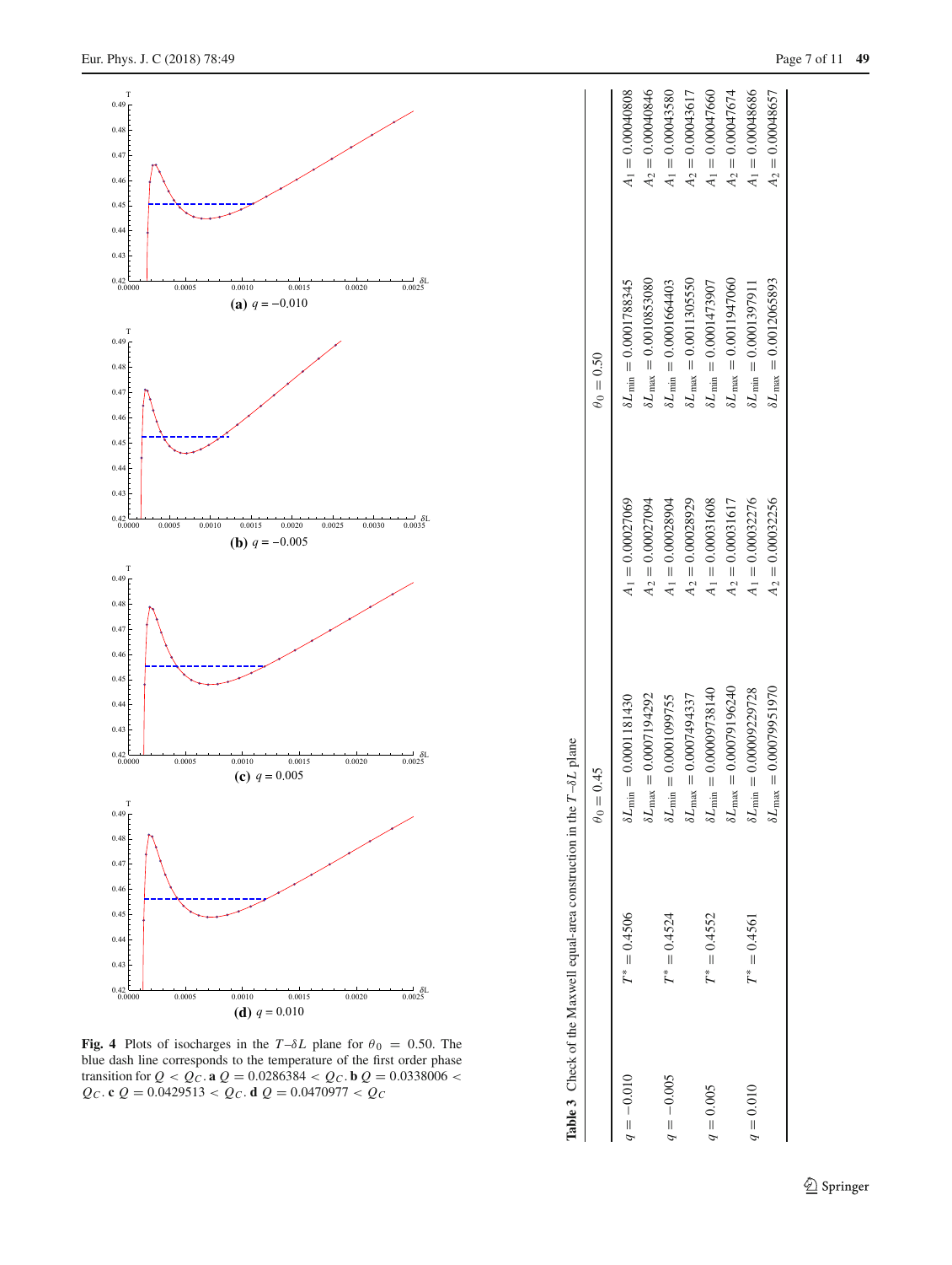**Fig. 4** Plots of isocharges in the $T$–$\delta L$ plane for $\theta_0 = 0.50$. The blue dash line corresponds to the temperature of the first order phase transition for $Q < Q_C$. **a** $Q = 0.0286384 < Q_C$. **b** $Q = 0.0338006 < Q_C$. **c** $Q = 0.0429513 < Q_C$. **d** $Q = 0.0470977 < Q_C$

**Table 3** Check of the Maxwell equal-area construction in the $T$–$\delta L$ plane

| | | $\theta_0 = 0.45$ | | $\theta_0 = 0.50$ | |
|---|---|---|---|---|---|
| $q = -0.010$ | $T^* = 0.4506$ | $\delta L_{\min} = 0.0001181430$ | $A_1 = 0.00027069$ | $\delta L_{\min} = 0.0001788345$ | $A_1 = 0.00040808$ |
| | | $\delta L_{\max} = 0.0007194292$ | $A_2 = 0.00027094$ | $\delta L_{\max} = 0.0010853080$ | $A_2 = 0.00040846$ |
| $q = -0.005$ | $T^* = 0.4524$ | $\delta L_{\min} = 0.0001099755$ | $A_1 = 0.00028904$ | $\delta L_{\min} = 0.0001664403$ | $A_1 = 0.00043580$ |
| | | $\delta L_{\max} = 0.0007494337$ | $A_2 = 0.00028929$ | $\delta L_{\max} = 0.0011305550$ | $A_2 = 0.00043617$ |
| $q = 0.005$ | $T^* = 0.4552$ | $\delta L_{\min} = 0.00009738140$ | $A_1 = 0.00031608$ | $\delta L_{\min} = 0.0001473907$ | $A_1 = 0.00047660$ |
| | | $\delta L_{\max} = 0.00079196240$ | $A_2 = 0.00031617$ | $\delta L_{\max} = 0.0011947060$ | $A_2 = 0.00047674$ |
| $q = 0.010$ | $T^* = 0.4561$ | $\delta L_{\min} = 0.00009229728$ | $A_1 = 0.00032276$ | $\delta L_{\min} = 0.0001397911$ | $A_1 = 0.00048686$ |
| | | $\delta L_{\max} = 0.00079951970$ | $A_2 = 0.00032256$ | $\delta L_{\max} = 0.0012065893$ | $A_2 = 0.00048657$ |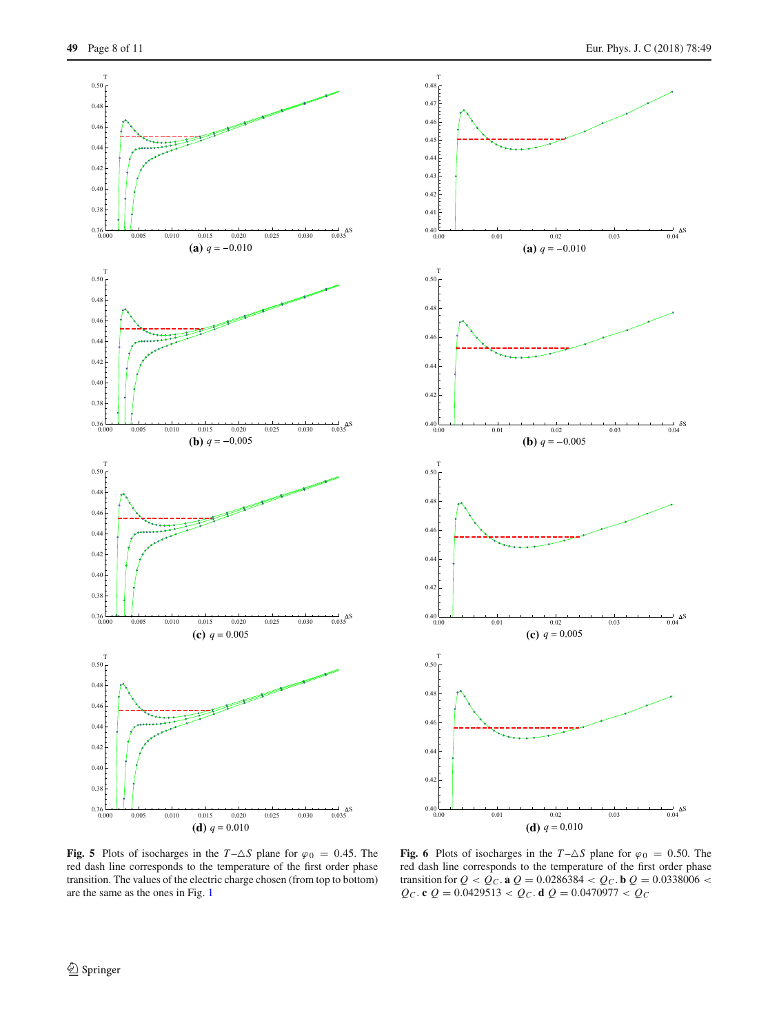**(a)** $q = -0.010$

**(b)** $q = -0.005$

**(c)** $q = 0.005$

**(d)** $q = 0.010$

**Fig. 5** Plots of isocharges in the $T$–$\triangle S$ plane for $\varphi_0 = 0.45$. The red dash line corresponds to the temperature of the first order phase transition. The values of the electric charge chosen (from top to bottom) are the same as the ones in Fig. 1

**(a)** $q = -0.010$

**(b)** $q = -0.005$

**(c)** $q = 0.005$

**(d)** $q = 0.010$

**Fig. 6** Plots of isocharges in the $T$–$\triangle S$ plane for $\varphi_0 = 0.50$. The red dash line corresponds to the temperature of the first order phase transition for $Q < Q_C$. **a** $Q = 0.0286384 < Q_C$. **b** $Q = 0.0338006 < Q_C$. **c** $Q = 0.0429513 < Q_C$. **d** $Q = 0.0470977 < Q_C$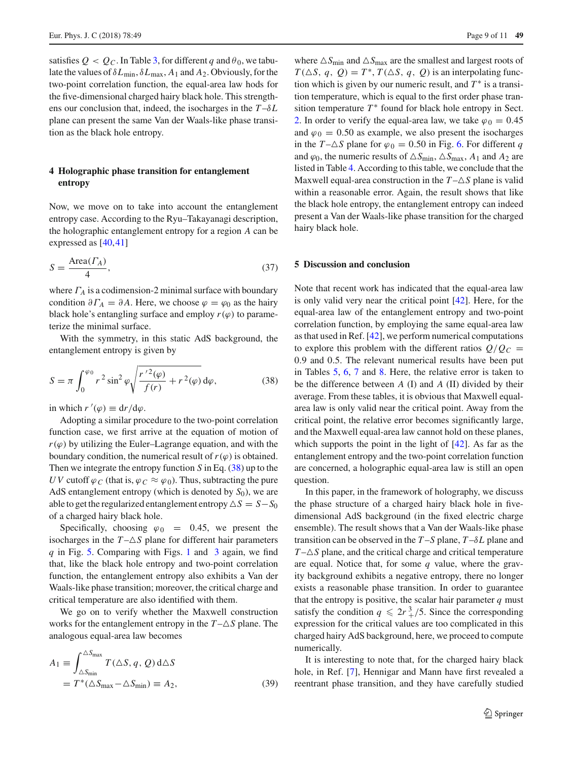satisfies $Q < Q_C$. In Table 3, for different $q$ and $\theta_0$, we tabulate the values of $\delta L_{\min}$, $\delta L_{\max}$, $A_1$ and $A_2$. Obviously, for the two-point correlation function, the equal-area law hods for the five-dimensional charged hairy black hole. This strengthens our conclusion that, indeed, the isocharges in the $T$–$\delta L$ plane can present the same Van der Waals-like phase transition as the black hole entropy.

## 4 Holographic phase transition for entanglement entropy

Now, we move on to take into account the entanglement entropy case. According to the Ryu–Takayanagi description, the holographic entanglement entropy for a region $A$ can be expressed as [40,41]

$$S = \frac{\text{Area}(\Gamma_A)}{4}, \tag{37}$$

where $\Gamma_A$ is a codimension-2 minimal surface with boundary condition $\partial \Gamma_A = \partial A$. Here, we choose $\varphi = \varphi_0$ as the hairy black hole's entangling surface and employ $r(\varphi)$ to parameterize the minimal surface.

With the symmetry, in this static AdS background, the entanglement entropy is given by

$$S = \pi \int_0^{\varphi_0} r^2 \sin^2 \varphi \sqrt{\frac{r'^2(\varphi)}{f(r)} + r^2(\varphi)}\, \mathrm{d}\varphi, \tag{38}$$

in which $r'(\varphi) \equiv \mathrm{d}r/\mathrm{d}\varphi$.

Adopting a similar procedure to the two-point correlation function case, we first arrive at the equation of motion of $r(\varphi)$ by utilizing the Euler–Lagrange equation, and with the boundary condition, the numerical result of $r(\varphi)$ is obtained. Then we integrate the entropy function $S$ in Eq. (38) up to the $UV$ cutoff $\varphi_C$ (that is, $\varphi_C \approx \varphi_0$). Thus, subtracting the pure AdS entanglement entropy (which is denoted by $S_0$), we are able to get the regularized entanglement entropy $\triangle S = S - S_0$ of a charged hairy black hole.

Specifically, choosing $\varphi_0 = 0.45$, we present the isocharges in the $T$–$\triangle S$ plane for different hair parameters $q$ in Fig. 5. Comparing with Figs. 1 and 3 again, we find that, like the black hole entropy and two-point correlation function, the entanglement entropy also exhibits a Van der Waals-like phase transition; moreover, the critical charge and critical temperature are also identified with them.

We go on to verify whether the Maxwell construction works for the entanglement entropy in the $T$–$\triangle S$ plane. The analogous equal-area law becomes

$$\begin{aligned} A_1 &\equiv \int_{\triangle S_{\min}}^{\triangle S_{\max}} T(\triangle S, q, Q)\, \mathrm{d}\triangle S \\ &= T^*(\triangle S_{\max} - \triangle S_{\min}) \equiv A_2, \end{aligned} \tag{39}$$

where $\triangle S_{\min}$ and $\triangle S_{\max}$ are the smallest and largest roots of $T(\triangle S, q, Q) = T^*$, $T(\triangle S, q, Q)$ is an interpolating function which is given by our numeric result, and $T^*$ is a transition temperature, which is equal to the first order phase transition temperature $T^*$ found for black hole entropy in Sect. 2. In order to verify the equal-area law, we take $\varphi_0 = 0.45$ and $\varphi_0 = 0.50$ as example, we also present the isocharges in the $T$–$\triangle S$ plane for $\varphi_0 = 0.50$ in Fig. 6. For different $q$ and $\varphi_0$, the numeric results of $\triangle S_{\min}$, $\triangle S_{\max}$, $A_1$ and $A_2$ are listed in Table 4. According to this table, we conclude that the Maxwell equal-area construction in the $T$–$\triangle S$ plane is valid within a reasonable error. Again, the result shows that like the black hole entropy, the entanglement entropy can indeed present a Van der Waals-like phase transition for the charged hairy black hole.

## 5 Discussion and conclusion

Note that recent work has indicated that the equal-area law is only valid very near the critical point [42]. Here, for the equal-area law of the entanglement entropy and two-point correlation function, by employing the same equal-area law as that used in Ref. [42], we perform numerical computations to explore this problem with the different ratios $Q/Q_C = 0.9$ and $0.5$. The relevant numerical results have been put in Tables 5, 6, 7 and 8. Here, the relative error is taken to be the difference between $A$ (I) and $A$ (II) divided by their average. From these tables, it is obvious that Maxwell equal-area law is only valid near the critical point. Away from the critical point, the relative error becomes significantly large, and the Maxwell equal-area law cannot hold on these planes, which supports the point in the light of [42]. As far as the entanglement entropy and the two-point correlation function are concerned, a holographic equal-area law is still an open question.

In this paper, in the framework of holography, we discuss the phase structure of a charged hairy black hole in five-dimensional AdS background (in the fixed electric charge ensemble). The result shows that a Van der Waals-like phase transition can be observed in the $T$–$S$ plane, $T$–$\delta L$ plane and $T$–$\triangle S$ plane, and the critical charge and critical temperature are equal. Notice that, for some $q$ value, where the gravity background exhibits a negative entropy, there no longer exists a reasonable phase transition. In order to guarantee that the entropy is positive, the scalar hair parameter $q$ must satisfy the condition $q \leqslant 2r_+^3/5$. Since the corresponding expression for the critical values are too complicated in this charged hairy AdS background, here, we proceed to compute numerically.

It is interesting to note that, for the charged hairy black hole, in Ref. [7], Hennigar and Mann have first revealed a reentrant phase transition, and they have carefully studied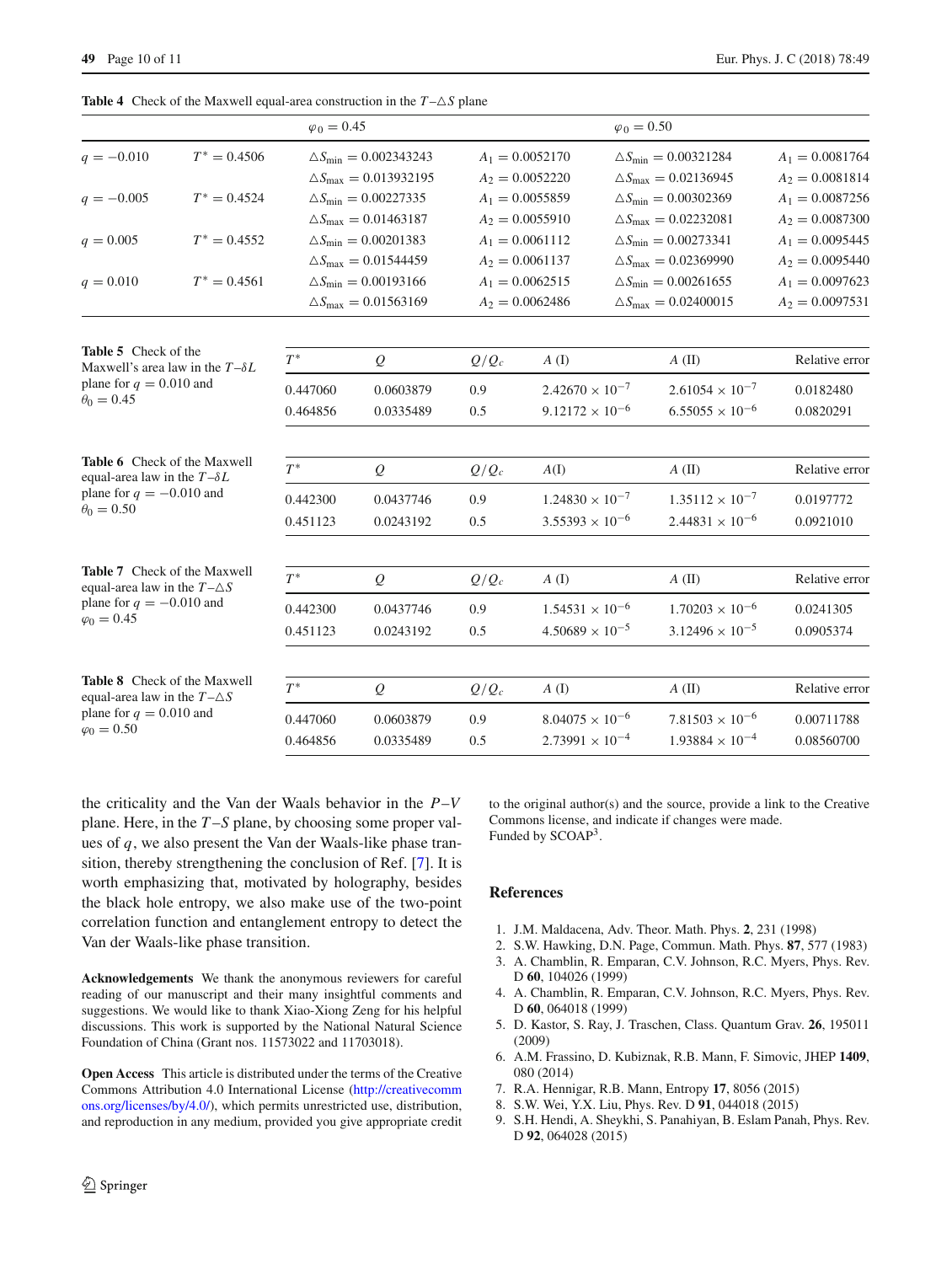**Table 4** Check of the Maxwell equal-area construction in the $T$–$\triangle S$ plane

| | | $\varphi_0 = 0.45$ | | $\varphi_0 = 0.50$ | |
|---|---|---|---|---|---|
| $q = -0.010$ | $T^* = 0.4506$ | $\triangle S_{\min} = 0.002343243$ | $A_1 = 0.0052170$ | $\triangle S_{\min} = 0.00321284$ | $A_1 = 0.0081764$ |
| | | $\triangle S_{\max} = 0.013932195$ | $A_2 = 0.0052220$ | $\triangle S_{\max} = 0.02136945$ | $A_2 = 0.0081814$ |
| $q = -0.005$ | $T^* = 0.4524$ | $\triangle S_{\min} = 0.00227335$ | $A_1 = 0.0055859$ | $\triangle S_{\min} = 0.00302369$ | $A_1 = 0.0087256$ |
| | | $\triangle S_{\max} = 0.01463187$ | $A_2 = 0.0055910$ | $\triangle S_{\max} = 0.02232081$ | $A_2 = 0.0087300$ |
| $q = 0.005$ | $T^* = 0.4552$ | $\triangle S_{\min} = 0.00201383$ | $A_1 = 0.0061112$ | $\triangle S_{\min} = 0.00273341$ | $A_1 = 0.0095445$ |
| | | $\triangle S_{\max} = 0.01544459$ | $A_2 = 0.0061137$ | $\triangle S_{\max} = 0.02369990$ | $A_2 = 0.0095440$ |
| $q = 0.010$ | $T^* = 0.4561$ | $\triangle S_{\min} = 0.00193166$ | $A_1 = 0.0062515$ | $\triangle S_{\min} = 0.00261655$ | $A_1 = 0.0097623$ |
| | | $\triangle S_{\max} = 0.01563169$ | $A_2 = 0.0062486$ | $\triangle S_{\max} = 0.02400015$ | $A_2 = 0.0097531$ |

**Table 5** Check of the Maxwell's area law in the $T$–$\delta L$ plane for $q = 0.010$ and $\theta_0 = 0.45$

| $T^*$ | $Q$ | $Q/Q_c$ | $A$ (I) | $A$ (II) | Relative error |
|---|---|---|---|---|---|
| 0.447060 | 0.0603879 | 0.9 | $2.42670 \times 10^{-7}$ | $2.61054 \times 10^{-7}$ | 0.0182480 |
| 0.464856 | 0.0335489 | 0.5 | $9.12172 \times 10^{-6}$ | $6.55055 \times 10^{-6}$ | 0.0820291 |

**Table 6** Check of the Maxwell equal-area law in the $T$–$\delta L$ plane for $q = -0.010$ and $\theta_0 = 0.50$

| $T^*$ | $Q$ | $Q/Q_c$ | $A$(I) | $A$ (II) | Relative error |
|---|---|---|---|---|---|
| 0.442300 | 0.0437746 | 0.9 | $1.24830 \times 10^{-7}$ | $1.35112 \times 10^{-7}$ | 0.0197772 |
| 0.451123 | 0.0243192 | 0.5 | $3.55393 \times 10^{-6}$ | $2.44831 \times 10^{-6}$ | 0.0921010 |

**Table 7** Check of the Maxwell equal-area law in the $T$–$\triangle S$ plane for $q = -0.010$ and $\varphi_0 = 0.45$

| $T^*$ | $Q$ | $Q/Q_c$ | $A$ (I) | $A$ (II) | Relative error |
|---|---|---|---|---|---|
| 0.442300 | 0.0437746 | 0.9 | $1.54531 \times 10^{-6}$ | $1.70203 \times 10^{-6}$ | 0.0241305 |
| 0.451123 | 0.0243192 | 0.5 | $4.50689 \times 10^{-5}$ | $3.12496 \times 10^{-5}$ | 0.0905374 |

**Table 8** Check of the Maxwell equal-area law in the $T$–$\triangle S$ plane for $q = 0.010$ and $\varphi_0 = 0.50$

| $T^*$ | $Q$ | $Q/Q_c$ | $A$ (I) | $A$ (II) | Relative error |
|---|---|---|---|---|---|
| 0.447060 | 0.0603879 | 0.9 | $8.04075 \times 10^{-6}$ | $7.81503 \times 10^{-6}$ | 0.00711788 |
| 0.464856 | 0.0335489 | 0.5 | $2.73991 \times 10^{-4}$ | $1.93884 \times 10^{-4}$ | 0.08560700 |

the criticality and the Van der Waals behavior in the $P$–$V$ plane. Here, in the $T$–$S$ plane, by choosing some proper values of $q$, we also present the Van der Waals-like phase transition, thereby strengthening the conclusion of Ref. [7]. It is worth emphasizing that, motivated by holography, besides the black hole entropy, we also make use of the two-point correlation function and entanglement entropy to detect the Van der Waals-like phase transition.

**Acknowledgements** We thank the anonymous reviewers for careful reading of our manuscript and their many insightful comments and suggestions. We would like to thank Xiao-Xiong Zeng for his helpful discussions. This work is supported by the National Natural Science Foundation of China (Grant nos. 11573022 and 11703018).

**Open Access** This article is distributed under the terms of the Creative Commons Attribution 4.0 International License (http://creativecommons.org/licenses/by/4.0/), which permits unrestricted use, distribution, and reproduction in any medium, provided you give appropriate credit to the original author(s) and the source, provide a link to the Creative Commons license, and indicate if changes were made.
Funded by SCOAP[3].

## References

1. J.M. Maldacena, Adv. Theor. Math. Phys. **2**, 231 (1998)
2. S.W. Hawking, D.N. Page, Commun. Math. Phys. **87**, 577 (1983)
3. A. Chamblin, R. Emparan, C.V. Johnson, R.C. Myers, Phys. Rev. D **60**, 104026 (1999)
4. A. Chamblin, R. Emparan, C.V. Johnson, R.C. Myers, Phys. Rev. D **60**, 064018 (1999)
5. D. Kastor, S. Ray, J. Traschen, Class. Quantum Grav. **26**, 195011 (2009)
6. A.M. Frassino, D. Kubiznak, R.B. Mann, F. Simovic, JHEP **1409**, 080 (2014)
7. R.A. Hennigar, R.B. Mann, Entropy **17**, 8056 (2015)
8. S.W. Wei, Y.X. Liu, Phys. Rev. D **91**, 044018 (2015)
9. S.H. Hendi, A. Sheykhi, S. Panahiyan, B. Eslam Panah, Phys. Rev. D **92**, 064028 (2015)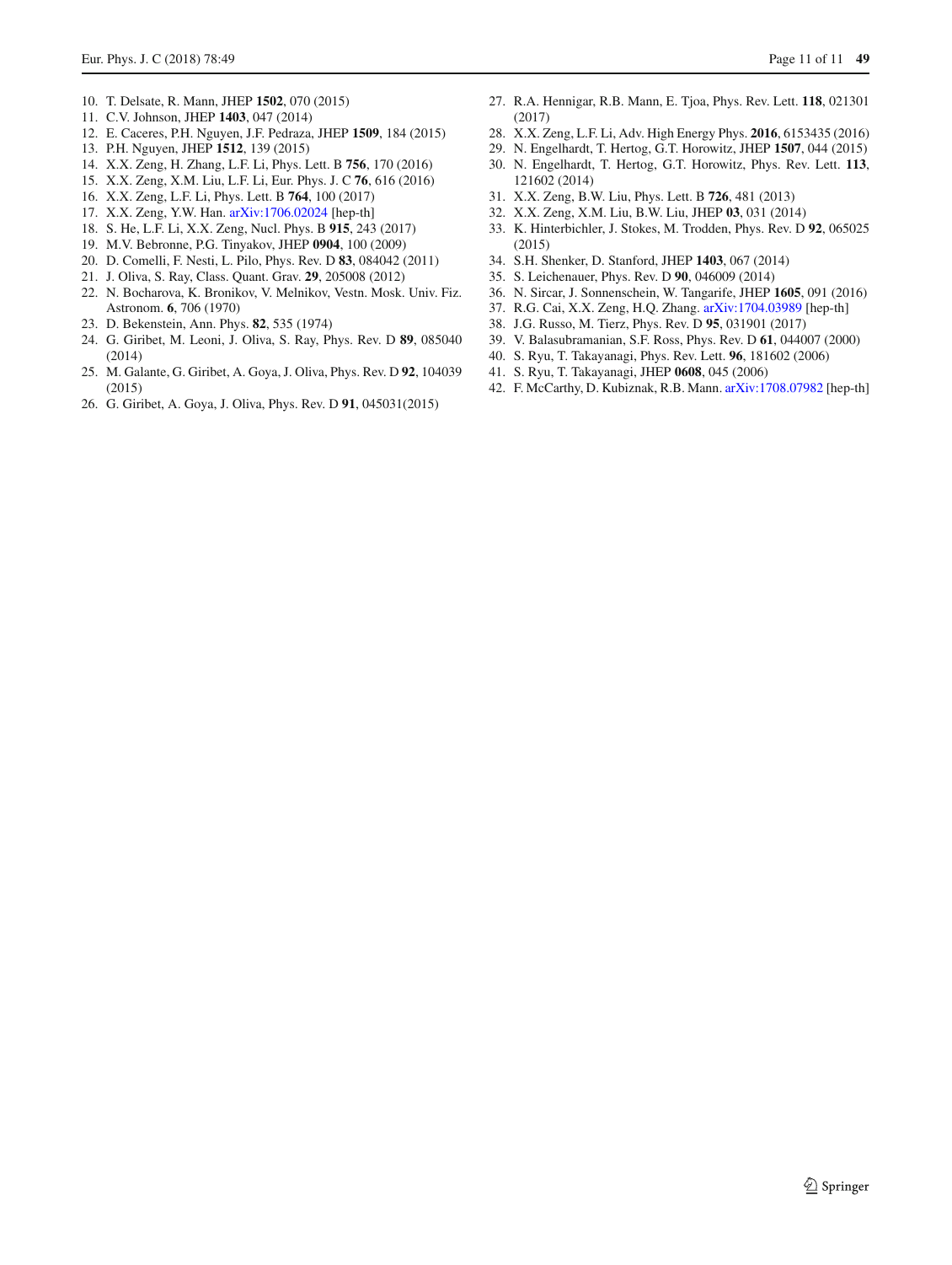10. T. Delsate, R. Mann, JHEP **1502**, 070 (2015)
11. C.V. Johnson, JHEP **1403**, 047 (2014)
12. E. Caceres, P.H. Nguyen, J.F. Pedraza, JHEP **1509**, 184 (2015)
13. P.H. Nguyen, JHEP **1512**, 139 (2015)
14. X.X. Zeng, H. Zhang, L.F. Li, Phys. Lett. B **756**, 170 (2016)
15. X.X. Zeng, X.M. Liu, L.F. Li, Eur. Phys. J. C **76**, 616 (2016)
16. X.X. Zeng, L.F. Li, Phys. Lett. B **764**, 100 (2017)
17. X.X. Zeng, Y.W. Han. arXiv:1706.02024 [hep-th]
18. S. He, L.F. Li, X.X. Zeng, Nucl. Phys. B **915**, 243 (2017)
19. M.V. Bebronne, P.G. Tinyakov, JHEP **0904**, 100 (2009)
20. D. Comelli, F. Nesti, L. Pilo, Phys. Rev. D **83**, 084042 (2011)
21. J. Oliva, S. Ray, Class. Quant. Grav. **29**, 205008 (2012)
22. N. Bocharova, K. Bronikov, V. Melnikov, Vestn. Mosk. Univ. Fiz. Astronom. **6**, 706 (1970)
23. D. Bekenstein, Ann. Phys. **82**, 535 (1974)
24. G. Giribet, M. Leoni, J. Oliva, S. Ray, Phys. Rev. D **89**, 085040 (2014)
25. M. Galante, G. Giribet, A. Goya, J. Oliva, Phys. Rev. D **92**, 104039 (2015)
26. G. Giribet, A. Goya, J. Oliva, Phys. Rev. D **91**, 045031(2015)
27. R.A. Hennigar, R.B. Mann, E. Tjoa, Phys. Rev. Lett. **118**, 021301 (2017)
28. X.X. Zeng, L.F. Li, Adv. High Energy Phys. **2016**, 6153435 (2016)
29. N. Engelhardt, T. Hertog, G.T. Horowitz, JHEP **1507**, 044 (2015)
30. N. Engelhardt, T. Hertog, G.T. Horowitz, Phys. Rev. Lett. **113**, 121602 (2014)
31. X.X. Zeng, B.W. Liu, Phys. Lett. B **726**, 481 (2013)
32. X.X. Zeng, X.M. Liu, B.W. Liu, JHEP **03**, 031 (2014)
33. K. Hinterbichler, J. Stokes, M. Trodden, Phys. Rev. D **92**, 065025 (2015)
34. S.H. Shenker, D. Stanford, JHEP **1403**, 067 (2014)
35. S. Leichenauer, Phys. Rev. D **90**, 046009 (2014)
36. N. Sircar, J. Sonnenschein, W. Tangarife, JHEP **1605**, 091 (2016)
37. R.G. Cai, X.X. Zeng, H.Q. Zhang. arXiv:1704.03989 [hep-th]
38. J.G. Russo, M. Tierz, Phys. Rev. D **95**, 031901 (2017)
39. V. Balasubramanian, S.F. Ross, Phys. Rev. D **61**, 044007 (2000)
40. S. Ryu, T. Takayanagi, Phys. Rev. Lett. **96**, 181602 (2006)
41. S. Ryu, T. Takayanagi, JHEP **0608**, 045 (2006)
42. F. McCarthy, D. Kubiznak, R.B. Mann. arXiv:1708.07982 [hep-th]